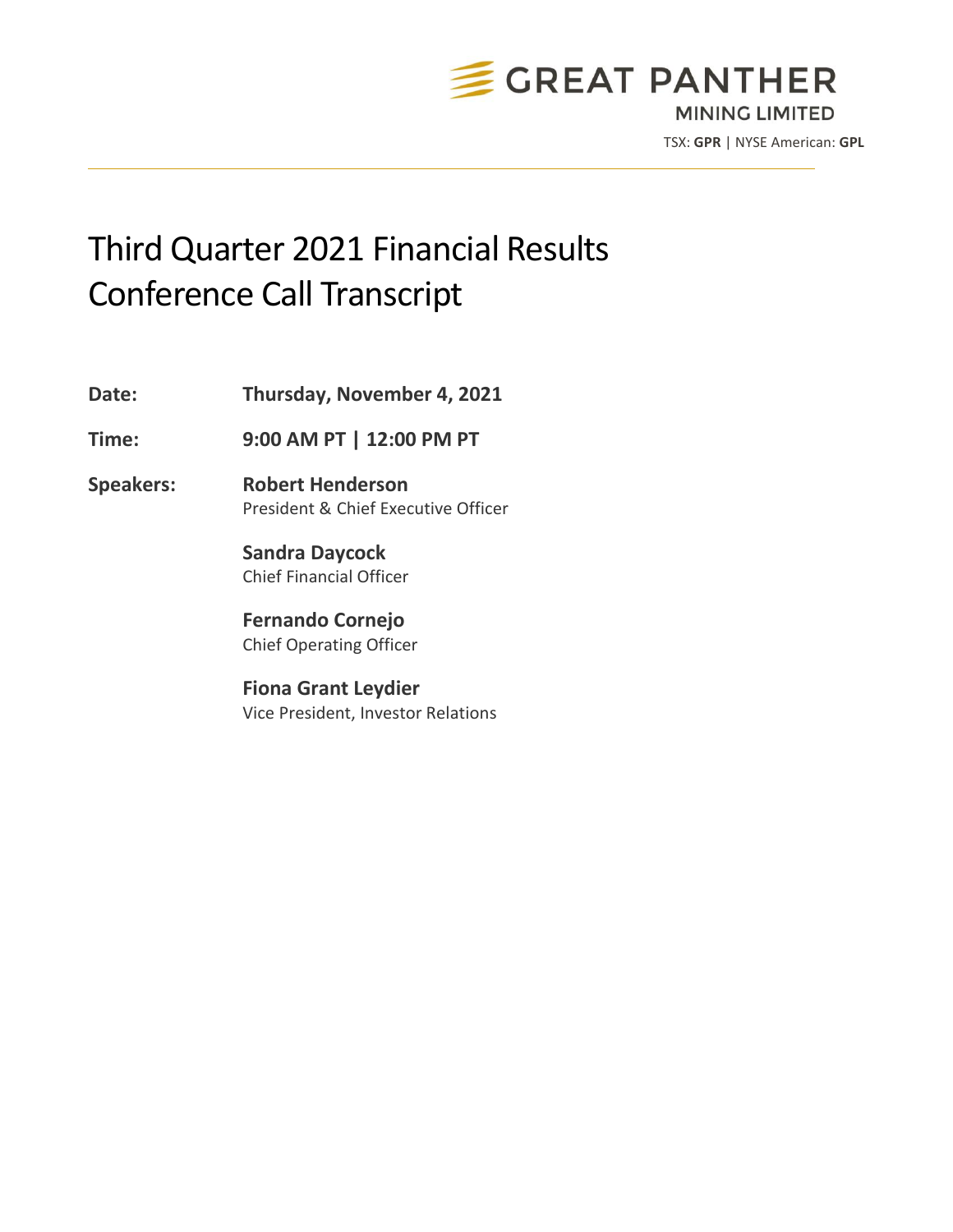GREAT PANTHER
MINING LIMITED

TSX: **GPR** | NYSE American: **GPL**

# Third Quarter 2021 Financial Results Conference Call Transcript

**Date:** **Thursday, November 4, 2021**

**Time:** **9:00 AM PT | 12:00 PM PT**

**Speakers:**

**Robert Henderson**
President & Chief Executive Officer

**Sandra Daycock**
Chief Financial Officer

**Fernando Cornejo**
Chief Operating Officer

**Fiona Grant Leydier**
Vice President, Investor Relations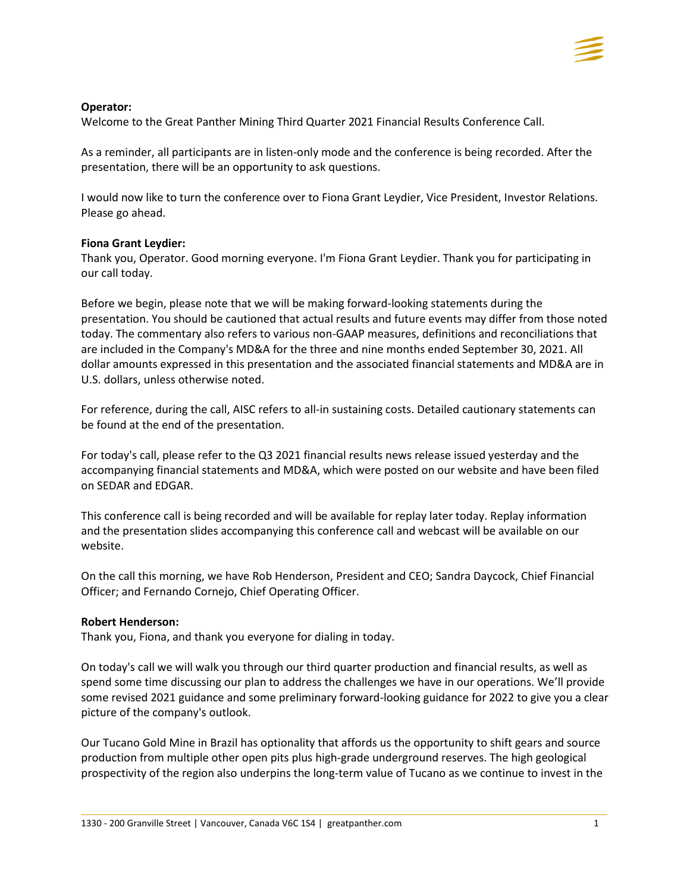**Operator:**
Welcome to the Great Panther Mining Third Quarter 2021 Financial Results Conference Call.

As a reminder, all participants are in listen-only mode and the conference is being recorded. After the presentation, there will be an opportunity to ask questions.

I would now like to turn the conference over to Fiona Grant Leydier, Vice President, Investor Relations. Please go ahead.

**Fiona Grant Leydier:**
Thank you, Operator. Good morning everyone. I'm Fiona Grant Leydier. Thank you for participating in our call today.

Before we begin, please note that we will be making forward-looking statements during the presentation. You should be cautioned that actual results and future events may differ from those noted today. The commentary also refers to various non-GAAP measures, definitions and reconciliations that are included in the Company's MD&A for the three and nine months ended September 30, 2021. All dollar amounts expressed in this presentation and the associated financial statements and MD&A are in U.S. dollars, unless otherwise noted.

For reference, during the call, AISC refers to all-in sustaining costs. Detailed cautionary statements can be found at the end of the presentation.

For today's call, please refer to the Q3 2021 financial results news release issued yesterday and the accompanying financial statements and MD&A, which were posted on our website and have been filed on SEDAR and EDGAR.

This conference call is being recorded and will be available for replay later today. Replay information and the presentation slides accompanying this conference call and webcast will be available on our website.

On the call this morning, we have Rob Henderson, President and CEO; Sandra Daycock, Chief Financial Officer; and Fernando Cornejo, Chief Operating Officer.

**Robert Henderson:**
Thank you, Fiona, and thank you everyone for dialing in today.

On today's call we will walk you through our third quarter production and financial results, as well as spend some time discussing our plan to address the challenges we have in our operations. We'll provide some revised 2021 guidance and some preliminary forward-looking guidance for 2022 to give you a clear picture of the company's outlook.

Our Tucano Gold Mine in Brazil has optionality that affords us the opportunity to shift gears and source production from multiple other open pits plus high-grade underground reserves. The high geological prospectivity of the region also underpins the long-term value of Tucano as we continue to invest in the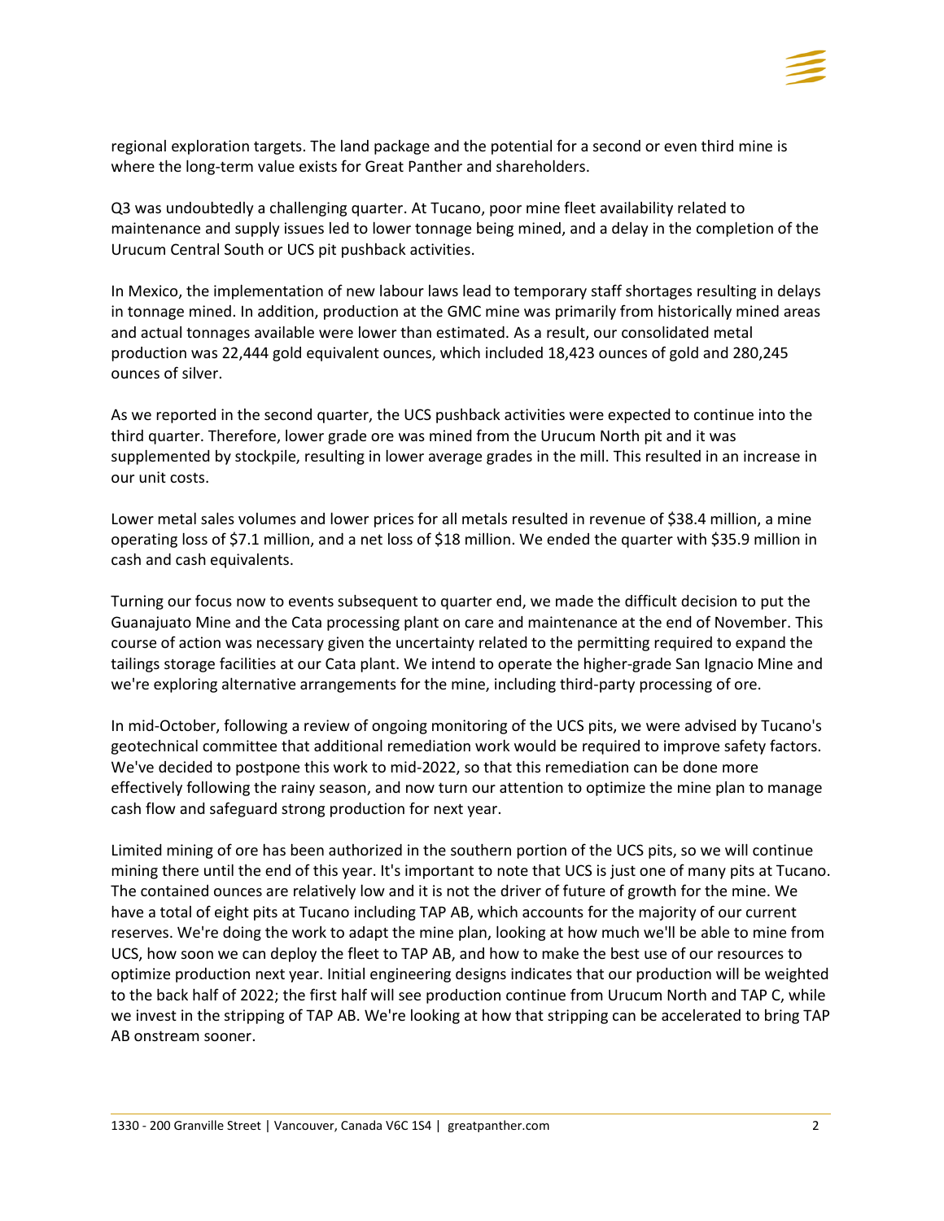regional exploration targets. The land package and the potential for a second or even third mine is where the long-term value exists for Great Panther and shareholders.

Q3 was undoubtedly a challenging quarter. At Tucano, poor mine fleet availability related to maintenance and supply issues led to lower tonnage being mined, and a delay in the completion of the Urucum Central South or UCS pit pushback activities.

In Mexico, the implementation of new labour laws lead to temporary staff shortages resulting in delays in tonnage mined. In addition, production at the GMC mine was primarily from historically mined areas and actual tonnages available were lower than estimated. As a result, our consolidated metal production was 22,444 gold equivalent ounces, which included 18,423 ounces of gold and 280,245 ounces of silver.

As we reported in the second quarter, the UCS pushback activities were expected to continue into the third quarter. Therefore, lower grade ore was mined from the Urucum North pit and it was supplemented by stockpile, resulting in lower average grades in the mill. This resulted in an increase in our unit costs.

Lower metal sales volumes and lower prices for all metals resulted in revenue of $38.4 million, a mine operating loss of $7.1 million, and a net loss of $18 million. We ended the quarter with $35.9 million in cash and cash equivalents.

Turning our focus now to events subsequent to quarter end, we made the difficult decision to put the Guanajuato Mine and the Cata processing plant on care and maintenance at the end of November. This course of action was necessary given the uncertainty related to the permitting required to expand the tailings storage facilities at our Cata plant. We intend to operate the higher-grade San Ignacio Mine and we're exploring alternative arrangements for the mine, including third-party processing of ore.

In mid-October, following a review of ongoing monitoring of the UCS pits, we were advised by Tucano's geotechnical committee that additional remediation work would be required to improve safety factors. We've decided to postpone this work to mid-2022, so that this remediation can be done more effectively following the rainy season, and now turn our attention to optimize the mine plan to manage cash flow and safeguard strong production for next year.

Limited mining of ore has been authorized in the southern portion of the UCS pits, so we will continue mining there until the end of this year. It's important to note that UCS is just one of many pits at Tucano. The contained ounces are relatively low and it is not the driver of future of growth for the mine. We have a total of eight pits at Tucano including TAP AB, which accounts for the majority of our current reserves. We're doing the work to adapt the mine plan, looking at how much we'll be able to mine from UCS, how soon we can deploy the fleet to TAP AB, and how to make the best use of our resources to optimize production next year. Initial engineering designs indicates that our production will be weighted to the back half of 2022; the first half will see production continue from Urucum North and TAP C, while we invest in the stripping of TAP AB. We're looking at how that stripping can be accelerated to bring TAP AB onstream sooner.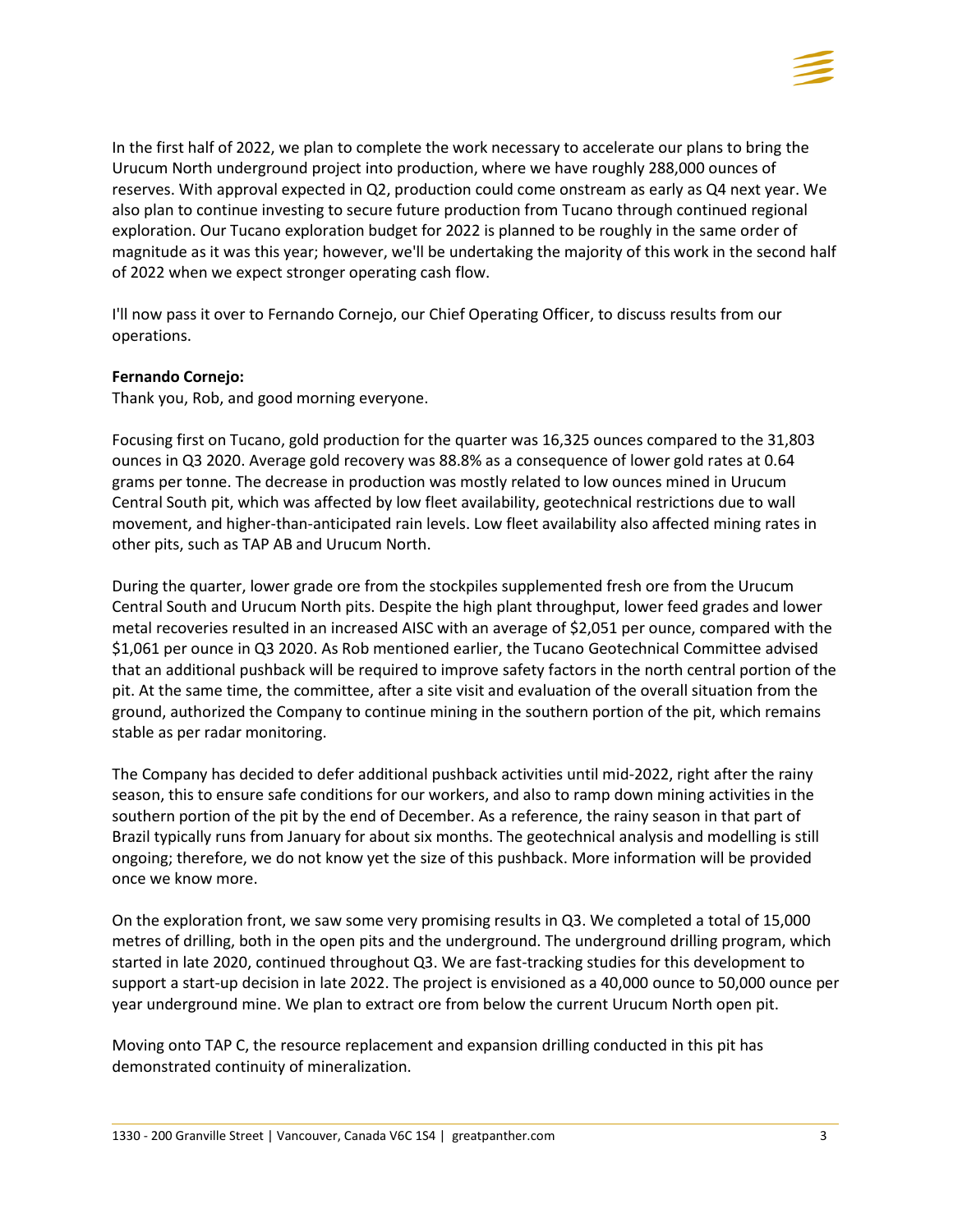In the first half of 2022, we plan to complete the work necessary to accelerate our plans to bring the Urucum North underground project into production, where we have roughly 288,000 ounces of reserves. With approval expected in Q2, production could come onstream as early as Q4 next year. We also plan to continue investing to secure future production from Tucano through continued regional exploration. Our Tucano exploration budget for 2022 is planned to be roughly in the same order of magnitude as it was this year; however, we'll be undertaking the majority of this work in the second half of 2022 when we expect stronger operating cash flow.

I'll now pass it over to Fernando Cornejo, our Chief Operating Officer, to discuss results from our operations.

**Fernando Cornejo:**
Thank you, Rob, and good morning everyone.

Focusing first on Tucano, gold production for the quarter was 16,325 ounces compared to the 31,803 ounces in Q3 2020. Average gold recovery was 88.8% as a consequence of lower gold rates at 0.64 grams per tonne. The decrease in production was mostly related to low ounces mined in Urucum Central South pit, which was affected by low fleet availability, geotechnical restrictions due to wall movement, and higher-than-anticipated rain levels. Low fleet availability also affected mining rates in other pits, such as TAP AB and Urucum North.

During the quarter, lower grade ore from the stockpiles supplemented fresh ore from the Urucum Central South and Urucum North pits. Despite the high plant throughput, lower feed grades and lower metal recoveries resulted in an increased AISC with an average of $2,051 per ounce, compared with the $1,061 per ounce in Q3 2020. As Rob mentioned earlier, the Tucano Geotechnical Committee advised that an additional pushback will be required to improve safety factors in the north central portion of the pit. At the same time, the committee, after a site visit and evaluation of the overall situation from the ground, authorized the Company to continue mining in the southern portion of the pit, which remains stable as per radar monitoring.

The Company has decided to defer additional pushback activities until mid-2022, right after the rainy season, this to ensure safe conditions for our workers, and also to ramp down mining activities in the southern portion of the pit by the end of December. As a reference, the rainy season in that part of Brazil typically runs from January for about six months. The geotechnical analysis and modelling is still ongoing; therefore, we do not know yet the size of this pushback. More information will be provided once we know more.

On the exploration front, we saw some very promising results in Q3. We completed a total of 15,000 metres of drilling, both in the open pits and the underground. The underground drilling program, which started in late 2020, continued throughout Q3. We are fast-tracking studies for this development to support a start-up decision in late 2022. The project is envisioned as a 40,000 ounce to 50,000 ounce per year underground mine. We plan to extract ore from below the current Urucum North open pit.

Moving onto TAP C, the resource replacement and expansion drilling conducted in this pit has demonstrated continuity of mineralization.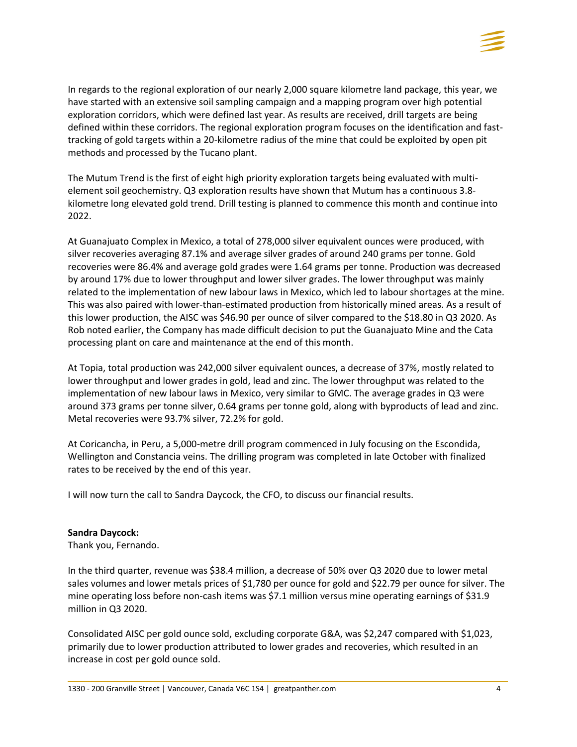In regards to the regional exploration of our nearly 2,000 square kilometre land package, this year, we have started with an extensive soil sampling campaign and a mapping program over high potential exploration corridors, which were defined last year. As results are received, drill targets are being defined within these corridors. The regional exploration program focuses on the identification and fast-tracking of gold targets within a 20-kilometre radius of the mine that could be exploited by open pit methods and processed by the Tucano plant.

The Mutum Trend is the first of eight high priority exploration targets being evaluated with multi-element soil geochemistry. Q3 exploration results have shown that Mutum has a continuous 3.8-kilometre long elevated gold trend. Drill testing is planned to commence this month and continue into 2022.

At Guanajuato Complex in Mexico, a total of 278,000 silver equivalent ounces were produced, with silver recoveries averaging 87.1% and average silver grades of around 240 grams per tonne. Gold recoveries were 86.4% and average gold grades were 1.64 grams per tonne. Production was decreased by around 17% due to lower throughput and lower silver grades. The lower throughput was mainly related to the implementation of new labour laws in Mexico, which led to labour shortages at the mine. This was also paired with lower-than-estimated production from historically mined areas. As a result of this lower production, the AISC was $46.90 per ounce of silver compared to the $18.80 in Q3 2020. As Rob noted earlier, the Company has made difficult decision to put the Guanajuato Mine and the Cata processing plant on care and maintenance at the end of this month.

At Topia, total production was 242,000 silver equivalent ounces, a decrease of 37%, mostly related to lower throughput and lower grades in gold, lead and zinc. The lower throughput was related to the implementation of new labour laws in Mexico, very similar to GMC. The average grades in Q3 were around 373 grams per tonne silver, 0.64 grams per tonne gold, along with byproducts of lead and zinc. Metal recoveries were 93.7% silver, 72.2% for gold.

At Coricancha, in Peru, a 5,000-metre drill program commenced in July focusing on the Escondida, Wellington and Constancia veins. The drilling program was completed in late October with finalized rates to be received by the end of this year.

I will now turn the call to Sandra Daycock, the CFO, to discuss our financial results.

**Sandra Daycock:**
Thank you, Fernando.

In the third quarter, revenue was $38.4 million, a decrease of 50% over Q3 2020 due to lower metal sales volumes and lower metals prices of $1,780 per ounce for gold and $22.79 per ounce for silver. The mine operating loss before non-cash items was $7.1 million versus mine operating earnings of $31.9 million in Q3 2020.

Consolidated AISC per gold ounce sold, excluding corporate G&A, was $2,247 compared with $1,023, primarily due to lower production attributed to lower grades and recoveries, which resulted in an increase in cost per gold ounce sold.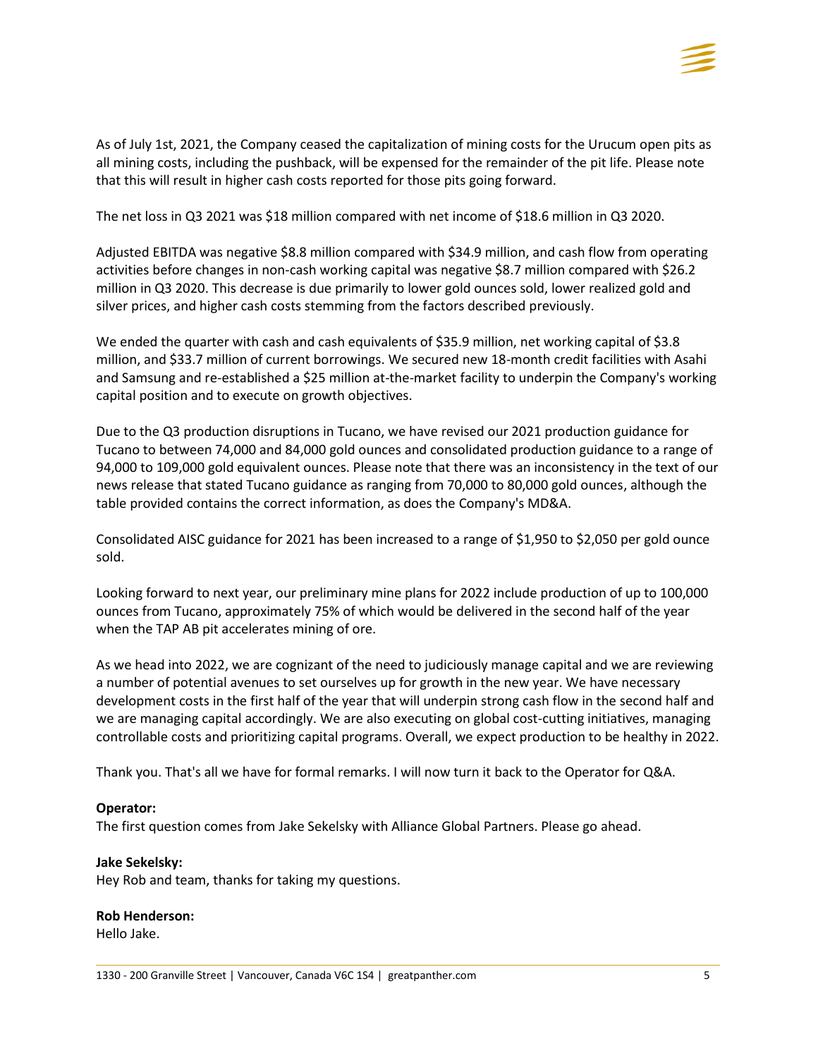As of July 1st, 2021, the Company ceased the capitalization of mining costs for the Urucum open pits as all mining costs, including the pushback, will be expensed for the remainder of the pit life. Please note that this will result in higher cash costs reported for those pits going forward.

The net loss in Q3 2021 was $18 million compared with net income of $18.6 million in Q3 2020.

Adjusted EBITDA was negative $8.8 million compared with $34.9 million, and cash flow from operating activities before changes in non-cash working capital was negative $8.7 million compared with $26.2 million in Q3 2020. This decrease is due primarily to lower gold ounces sold, lower realized gold and silver prices, and higher cash costs stemming from the factors described previously.

We ended the quarter with cash and cash equivalents of $35.9 million, net working capital of $3.8 million, and $33.7 million of current borrowings. We secured new 18-month credit facilities with Asahi and Samsung and re-established a $25 million at-the-market facility to underpin the Company's working capital position and to execute on growth objectives.

Due to the Q3 production disruptions in Tucano, we have revised our 2021 production guidance for Tucano to between 74,000 and 84,000 gold ounces and consolidated production guidance to a range of 94,000 to 109,000 gold equivalent ounces. Please note that there was an inconsistency in the text of our news release that stated Tucano guidance as ranging from 70,000 to 80,000 gold ounces, although the table provided contains the correct information, as does the Company's MD&A.

Consolidated AISC guidance for 2021 has been increased to a range of $1,950 to $2,050 per gold ounce sold.

Looking forward to next year, our preliminary mine plans for 2022 include production of up to 100,000 ounces from Tucano, approximately 75% of which would be delivered in the second half of the year when the TAP AB pit accelerates mining of ore.

As we head into 2022, we are cognizant of the need to judiciously manage capital and we are reviewing a number of potential avenues to set ourselves up for growth in the new year. We have necessary development costs in the first half of the year that will underpin strong cash flow in the second half and we are managing capital accordingly. We are also executing on global cost-cutting initiatives, managing controllable costs and prioritizing capital programs. Overall, we expect production to be healthy in 2022.

Thank you. That's all we have for formal remarks. I will now turn it back to the Operator for Q&A.

**Operator:**
The first question comes from Jake Sekelsky with Alliance Global Partners. Please go ahead.

**Jake Sekelsky:**
Hey Rob and team, thanks for taking my questions.

**Rob Henderson:**
Hello Jake.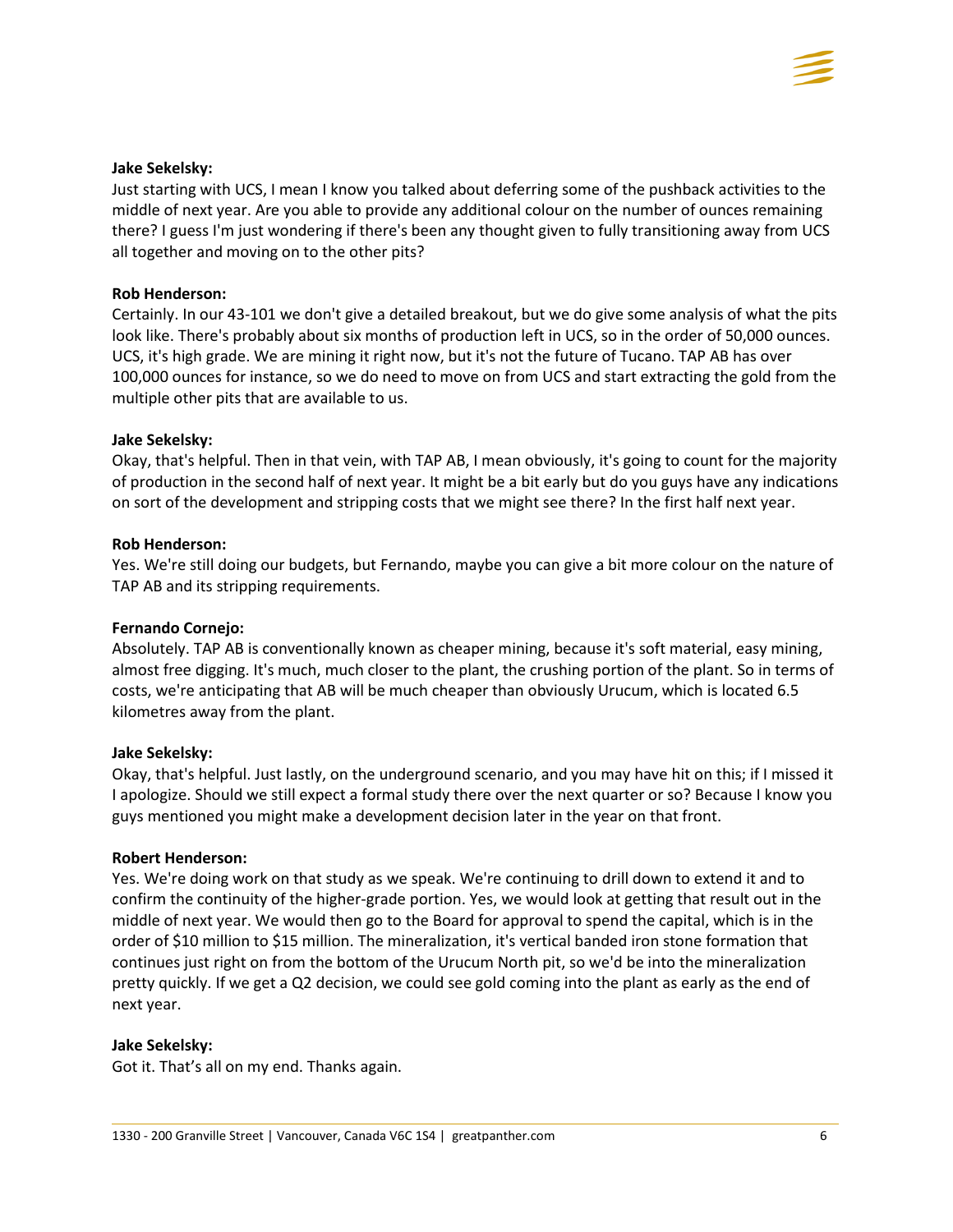**Jake Sekelsky:**
Just starting with UCS, I mean I know you talked about deferring some of the pushback activities to the middle of next year. Are you able to provide any additional colour on the number of ounces remaining there? I guess I'm just wondering if there's been any thought given to fully transitioning away from UCS all together and moving on to the other pits?

**Rob Henderson:**
Certainly. In our 43-101 we don't give a detailed breakout, but we do give some analysis of what the pits look like. There's probably about six months of production left in UCS, so in the order of 50,000 ounces. UCS, it's high grade. We are mining it right now, but it's not the future of Tucano. TAP AB has over 100,000 ounces for instance, so we do need to move on from UCS and start extracting the gold from the multiple other pits that are available to us.

**Jake Sekelsky:**
Okay, that's helpful. Then in that vein, with TAP AB, I mean obviously, it's going to count for the majority of production in the second half of next year. It might be a bit early but do you guys have any indications on sort of the development and stripping costs that we might see there? In the first half next year.

**Rob Henderson:**
Yes. We're still doing our budgets, but Fernando, maybe you can give a bit more colour on the nature of TAP AB and its stripping requirements.

**Fernando Cornejo:**
Absolutely. TAP AB is conventionally known as cheaper mining, because it's soft material, easy mining, almost free digging. It's much, much closer to the plant, the crushing portion of the plant. So in terms of costs, we're anticipating that AB will be much cheaper than obviously Urucum, which is located 6.5 kilometres away from the plant.

**Jake Sekelsky:**
Okay, that's helpful. Just lastly, on the underground scenario, and you may have hit on this; if I missed it I apologize. Should we still expect a formal study there over the next quarter or so? Because I know you guys mentioned you might make a development decision later in the year on that front.

**Robert Henderson:**
Yes. We're doing work on that study as we speak. We're continuing to drill down to extend it and to confirm the continuity of the higher-grade portion. Yes, we would look at getting that result out in the middle of next year. We would then go to the Board for approval to spend the capital, which is in the order of $10 million to $15 million. The mineralization, it's vertical banded iron stone formation that continues just right on from the bottom of the Urucum North pit, so we'd be into the mineralization pretty quickly. If we get a Q2 decision, we could see gold coming into the plant as early as the end of next year.

**Jake Sekelsky:**
Got it. That's all on my end. Thanks again.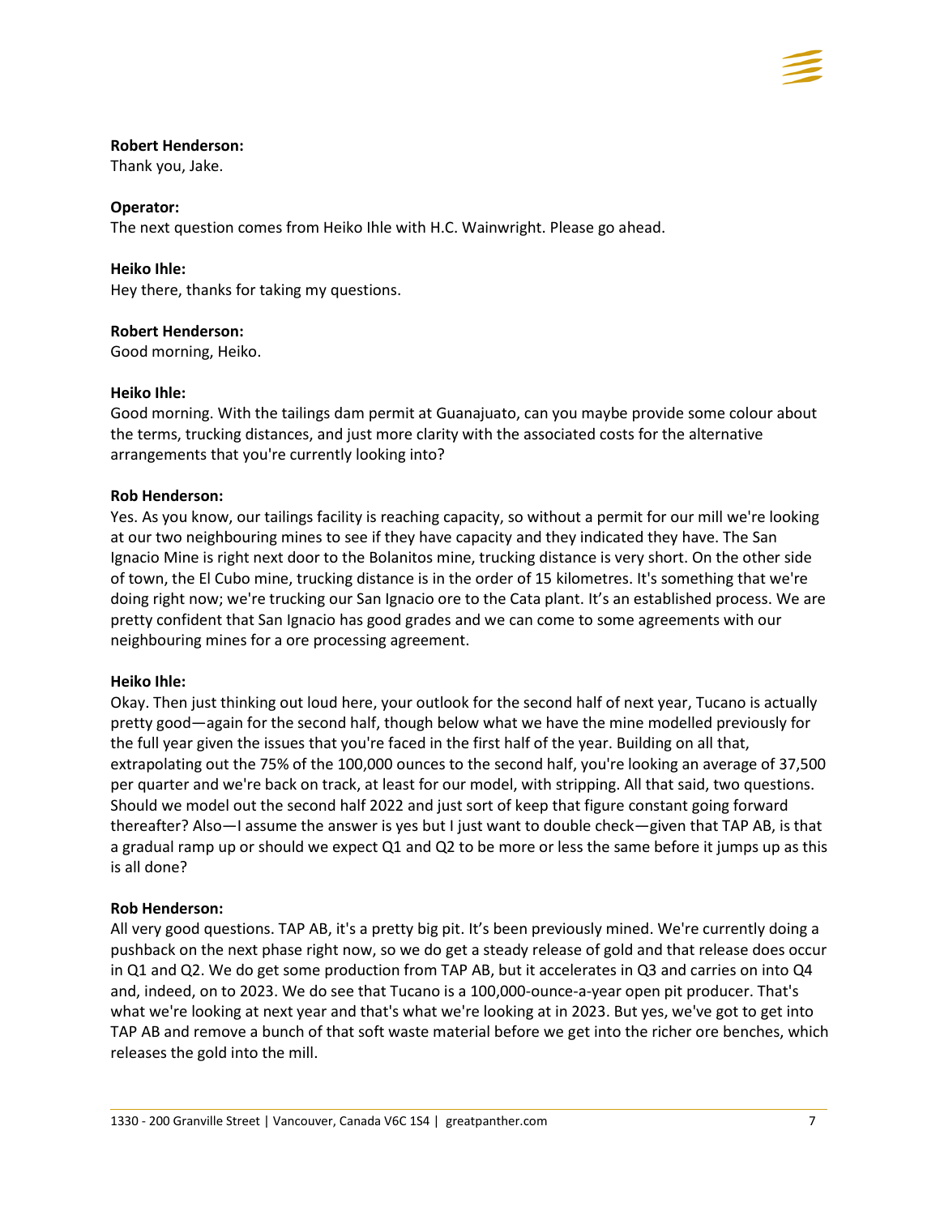**Robert Henderson:**
Thank you, Jake.

**Operator:**
The next question comes from Heiko Ihle with H.C. Wainwright. Please go ahead.

**Heiko Ihle:**
Hey there, thanks for taking my questions.

**Robert Henderson:**
Good morning, Heiko.

**Heiko Ihle:**
Good morning. With the tailings dam permit at Guanajuato, can you maybe provide some colour about the terms, trucking distances, and just more clarity with the associated costs for the alternative arrangements that you're currently looking into?

**Rob Henderson:**
Yes. As you know, our tailings facility is reaching capacity, so without a permit for our mill we're looking at our two neighbouring mines to see if they have capacity and they indicated they have. The San Ignacio Mine is right next door to the Bolanitos mine, trucking distance is very short. On the other side of town, the El Cubo mine, trucking distance is in the order of 15 kilometres. It's something that we're doing right now; we're trucking our San Ignacio ore to the Cata plant. It's an established process. We are pretty confident that San Ignacio has good grades and we can come to some agreements with our neighbouring mines for a ore processing agreement.

**Heiko Ihle:**
Okay. Then just thinking out loud here, your outlook for the second half of next year, Tucano is actually pretty good—again for the second half, though below what we have the mine modelled previously for the full year given the issues that you're faced in the first half of the year. Building on all that, extrapolating out the 75% of the 100,000 ounces to the second half, you're looking an average of 37,500 per quarter and we're back on track, at least for our model, with stripping. All that said, two questions. Should we model out the second half 2022 and just sort of keep that figure constant going forward thereafter? Also—I assume the answer is yes but I just want to double check—given that TAP AB, is that a gradual ramp up or should we expect Q1 and Q2 to be more or less the same before it jumps up as this is all done?

**Rob Henderson:**
All very good questions. TAP AB, it's a pretty big pit. It's been previously mined. We're currently doing a pushback on the next phase right now, so we do get a steady release of gold and that release does occur in Q1 and Q2. We do get some production from TAP AB, but it accelerates in Q3 and carries on into Q4 and, indeed, on to 2023. We do see that Tucano is a 100,000-ounce-a-year open pit producer. That's what we're looking at next year and that's what we're looking at in 2023. But yes, we've got to get into TAP AB and remove a bunch of that soft waste material before we get into the richer ore benches, which releases the gold into the mill.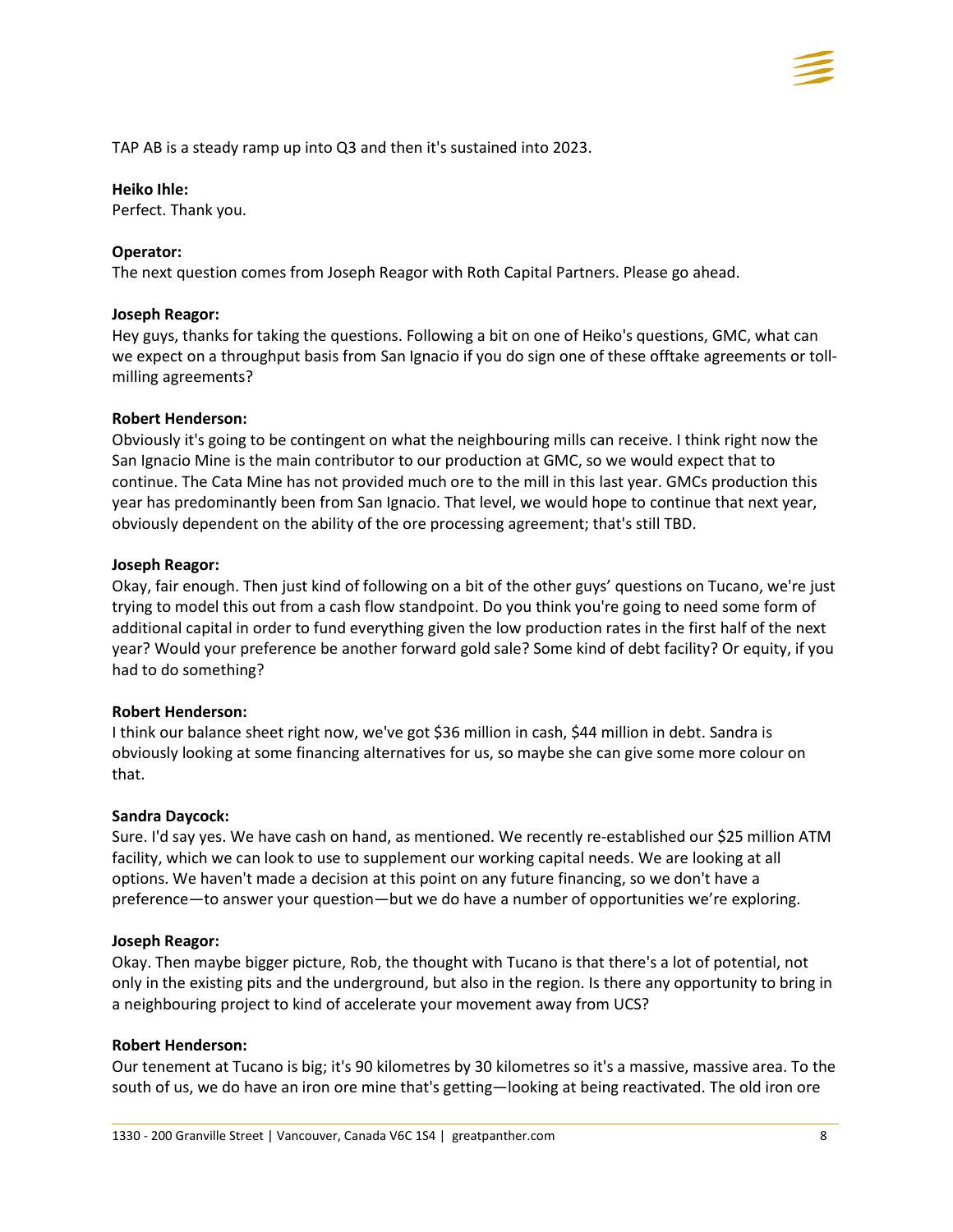TAP AB is a steady ramp up into Q3 and then it's sustained into 2023.

**Heiko Ihle:**
Perfect. Thank you.

**Operator:**
The next question comes from Joseph Reagor with Roth Capital Partners. Please go ahead.

**Joseph Reagor:**
Hey guys, thanks for taking the questions. Following a bit on one of Heiko's questions, GMC, what can we expect on a throughput basis from San Ignacio if you do sign one of these offtake agreements or toll-milling agreements?

**Robert Henderson:**
Obviously it's going to be contingent on what the neighbouring mills can receive. I think right now the San Ignacio Mine is the main contributor to our production at GMC, so we would expect that to continue. The Cata Mine has not provided much ore to the mill in this last year. GMCs production this year has predominantly been from San Ignacio. That level, we would hope to continue that next year, obviously dependent on the ability of the ore processing agreement; that's still TBD.

**Joseph Reagor:**
Okay, fair enough. Then just kind of following on a bit of the other guys' questions on Tucano, we're just trying to model this out from a cash flow standpoint. Do you think you're going to need some form of additional capital in order to fund everything given the low production rates in the first half of the next year? Would your preference be another forward gold sale? Some kind of debt facility? Or equity, if you had to do something?

**Robert Henderson:**
I think our balance sheet right now, we've got $36 million in cash, $44 million in debt. Sandra is obviously looking at some financing alternatives for us, so maybe she can give some more colour on that.

**Sandra Daycock:**
Sure. I'd say yes. We have cash on hand, as mentioned. We recently re-established our $25 million ATM facility, which we can look to use to supplement our working capital needs. We are looking at all options. We haven't made a decision at this point on any future financing, so we don't have a preference—to answer your question—but we do have a number of opportunities we're exploring.

**Joseph Reagor:**
Okay. Then maybe bigger picture, Rob, the thought with Tucano is that there's a lot of potential, not only in the existing pits and the underground, but also in the region. Is there any opportunity to bring in a neighbouring project to kind of accelerate your movement away from UCS?

**Robert Henderson:**
Our tenement at Tucano is big; it's 90 kilometres by 30 kilometres so it's a massive, massive area. To the south of us, we do have an iron ore mine that's getting—looking at being reactivated. The old iron ore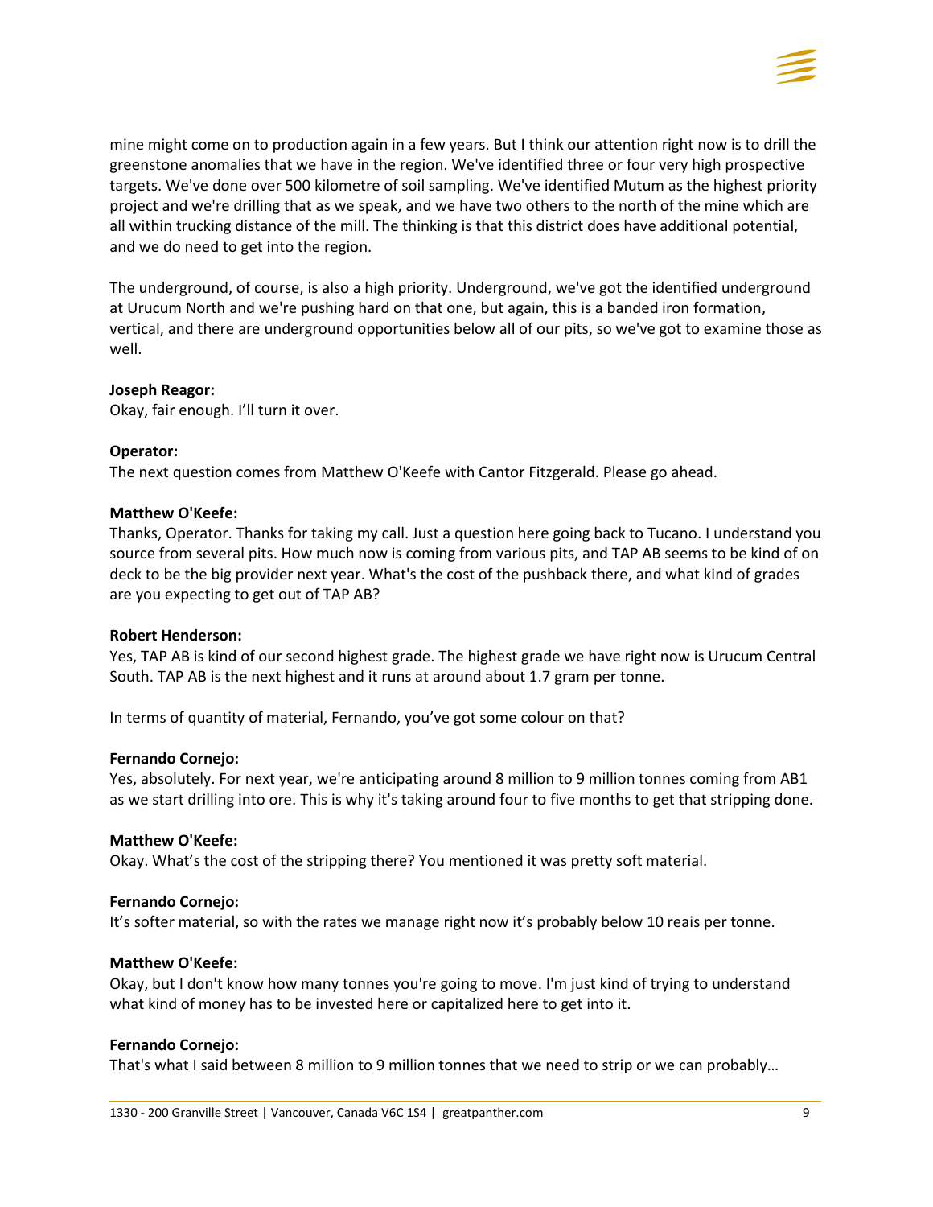mine might come on to production again in a few years. But I think our attention right now is to drill the greenstone anomalies that we have in the region. We've identified three or four very high prospective targets. We've done over 500 kilometre of soil sampling. We've identified Mutum as the highest priority project and we're drilling that as we speak, and we have two others to the north of the mine which are all within trucking distance of the mill. The thinking is that this district does have additional potential, and we do need to get into the region.

The underground, of course, is also a high priority. Underground, we've got the identified underground at Urucum North and we're pushing hard on that one, but again, this is a banded iron formation, vertical, and there are underground opportunities below all of our pits, so we've got to examine those as well.

**Joseph Reagor:**
Okay, fair enough. I'll turn it over.

**Operator:**
The next question comes from Matthew O'Keefe with Cantor Fitzgerald. Please go ahead.

**Matthew O'Keefe:**
Thanks, Operator. Thanks for taking my call. Just a question here going back to Tucano. I understand you source from several pits. How much now is coming from various pits, and TAP AB seems to be kind of on deck to be the big provider next year. What's the cost of the pushback there, and what kind of grades are you expecting to get out of TAP AB?

**Robert Henderson:**
Yes, TAP AB is kind of our second highest grade. The highest grade we have right now is Urucum Central South. TAP AB is the next highest and it runs at around about 1.7 gram per tonne.

In terms of quantity of material, Fernando, you've got some colour on that?

**Fernando Cornejo:**
Yes, absolutely. For next year, we're anticipating around 8 million to 9 million tonnes coming from AB1 as we start drilling into ore. This is why it's taking around four to five months to get that stripping done.

**Matthew O'Keefe:**
Okay. What's the cost of the stripping there? You mentioned it was pretty soft material.

**Fernando Cornejo:**
It's softer material, so with the rates we manage right now it's probably below 10 reais per tonne.

**Matthew O'Keefe:**
Okay, but I don't know how many tonnes you're going to move. I'm just kind of trying to understand what kind of money has to be invested here or capitalized here to get into it.

**Fernando Cornejo:**
That's what I said between 8 million to 9 million tonnes that we need to strip or we can probably…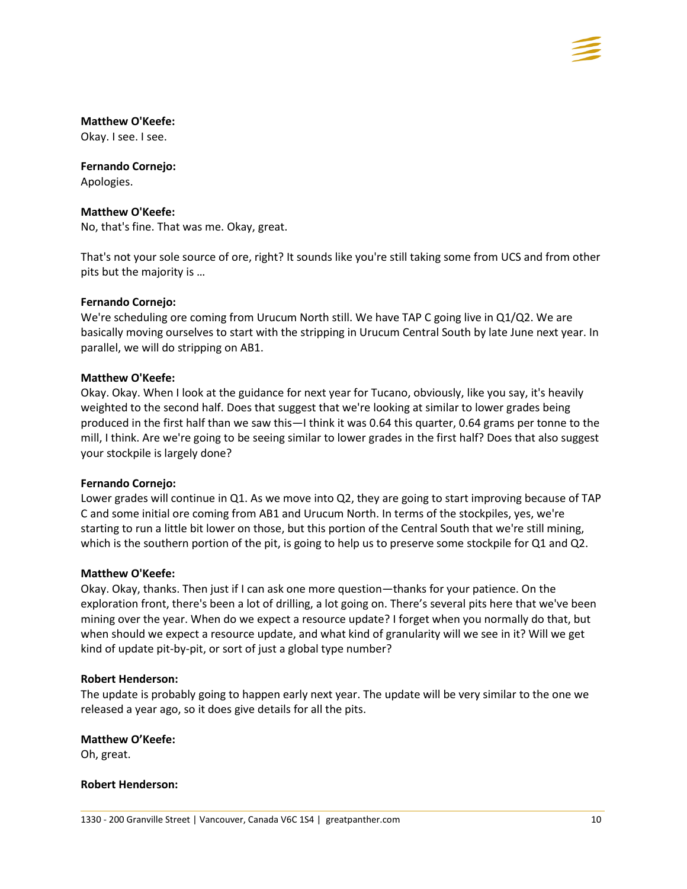**Matthew O'Keefe:**
Okay. I see. I see.

**Fernando Cornejo:**
Apologies.

**Matthew O'Keefe:**
No, that's fine. That was me. Okay, great.

That's not your sole source of ore, right? It sounds like you're still taking some from UCS and from other pits but the majority is …

**Fernando Cornejo:**
We're scheduling ore coming from Urucum North still. We have TAP C going live in Q1/Q2. We are basically moving ourselves to start with the stripping in Urucum Central South by late June next year. In parallel, we will do stripping on AB1.

**Matthew O'Keefe:**
Okay. Okay. When I look at the guidance for next year for Tucano, obviously, like you say, it's heavily weighted to the second half. Does that suggest that we're looking at similar to lower grades being produced in the first half than we saw this—I think it was 0.64 this quarter, 0.64 grams per tonne to the mill, I think. Are we're going to be seeing similar to lower grades in the first half? Does that also suggest your stockpile is largely done?

**Fernando Cornejo:**
Lower grades will continue in Q1. As we move into Q2, they are going to start improving because of TAP C and some initial ore coming from AB1 and Urucum North. In terms of the stockpiles, yes, we're starting to run a little bit lower on those, but this portion of the Central South that we're still mining, which is the southern portion of the pit, is going to help us to preserve some stockpile for Q1 and Q2.

**Matthew O'Keefe:**
Okay. Okay, thanks. Then just if I can ask one more question—thanks for your patience. On the exploration front, there's been a lot of drilling, a lot going on. There's several pits here that we've been mining over the year. When do we expect a resource update? I forget when you normally do that, but when should we expect a resource update, and what kind of granularity will we see in it? Will we get kind of update pit-by-pit, or sort of just a global type number?

**Robert Henderson:**
The update is probably going to happen early next year. The update will be very similar to the one we released a year ago, so it does give details for all the pits.

**Matthew O'Keefe:**
Oh, great.

**Robert Henderson:**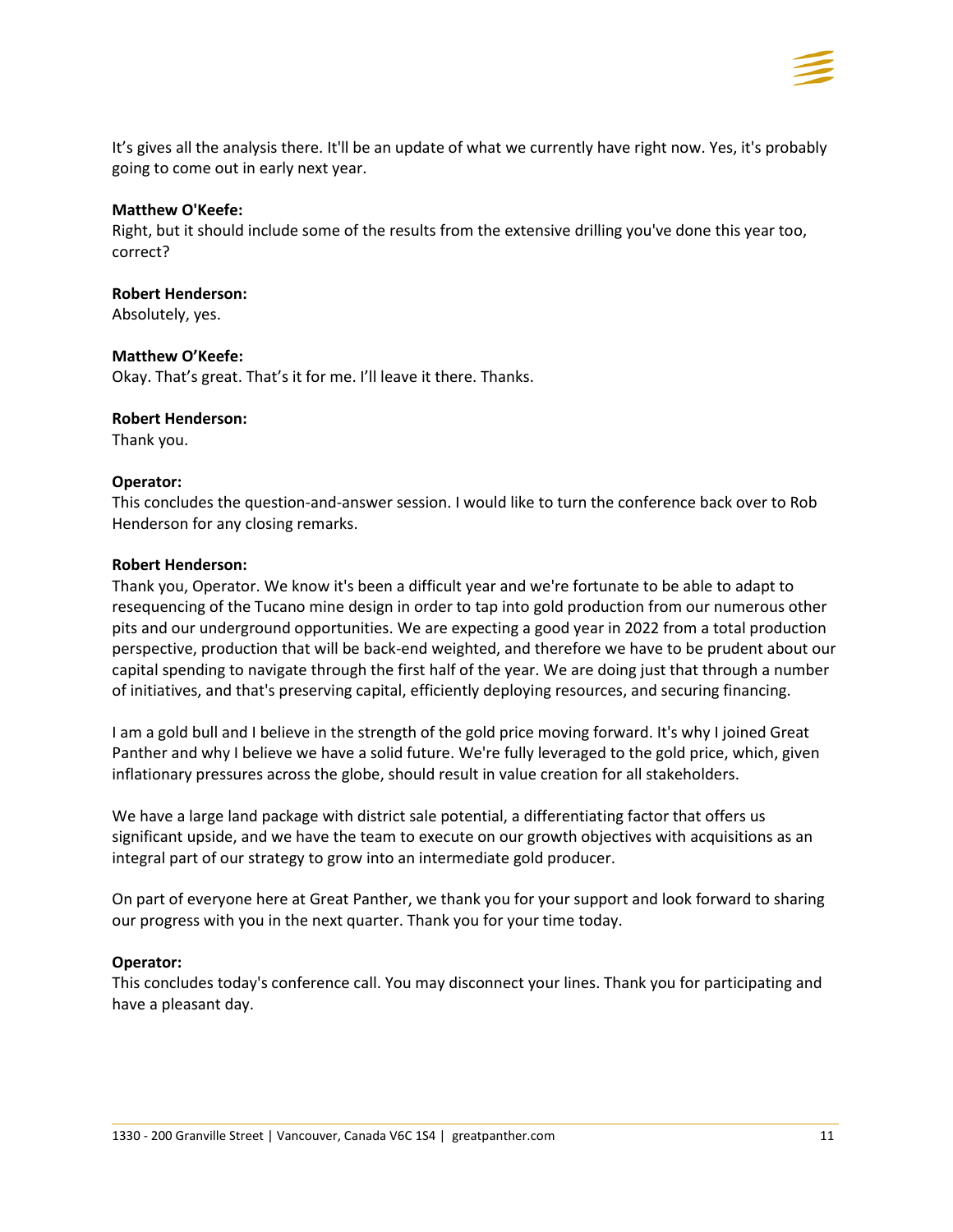It's gives all the analysis there. It'll be an update of what we currently have right now. Yes, it's probably going to come out in early next year.

**Matthew O'Keefe:**
Right, but it should include some of the results from the extensive drilling you've done this year too, correct?

**Robert Henderson:**
Absolutely, yes.

**Matthew O'Keefe:**
Okay. That's great. That's it for me. I'll leave it there. Thanks.

**Robert Henderson:**
Thank you.

**Operator:**
This concludes the question-and-answer session. I would like to turn the conference back over to Rob Henderson for any closing remarks.

**Robert Henderson:**
Thank you, Operator. We know it's been a difficult year and we're fortunate to be able to adapt to resequencing of the Tucano mine design in order to tap into gold production from our numerous other pits and our underground opportunities. We are expecting a good year in 2022 from a total production perspective, production that will be back-end weighted, and therefore we have to be prudent about our capital spending to navigate through the first half of the year. We are doing just that through a number of initiatives, and that's preserving capital, efficiently deploying resources, and securing financing.

I am a gold bull and I believe in the strength of the gold price moving forward. It's why I joined Great Panther and why I believe we have a solid future. We're fully leveraged to the gold price, which, given inflationary pressures across the globe, should result in value creation for all stakeholders.

We have a large land package with district sale potential, a differentiating factor that offers us significant upside, and we have the team to execute on our growth objectives with acquisitions as an integral part of our strategy to grow into an intermediate gold producer.

On part of everyone here at Great Panther, we thank you for your support and look forward to sharing our progress with you in the next quarter. Thank you for your time today.

**Operator:**
This concludes today's conference call. You may disconnect your lines. Thank you for participating and have a pleasant day.